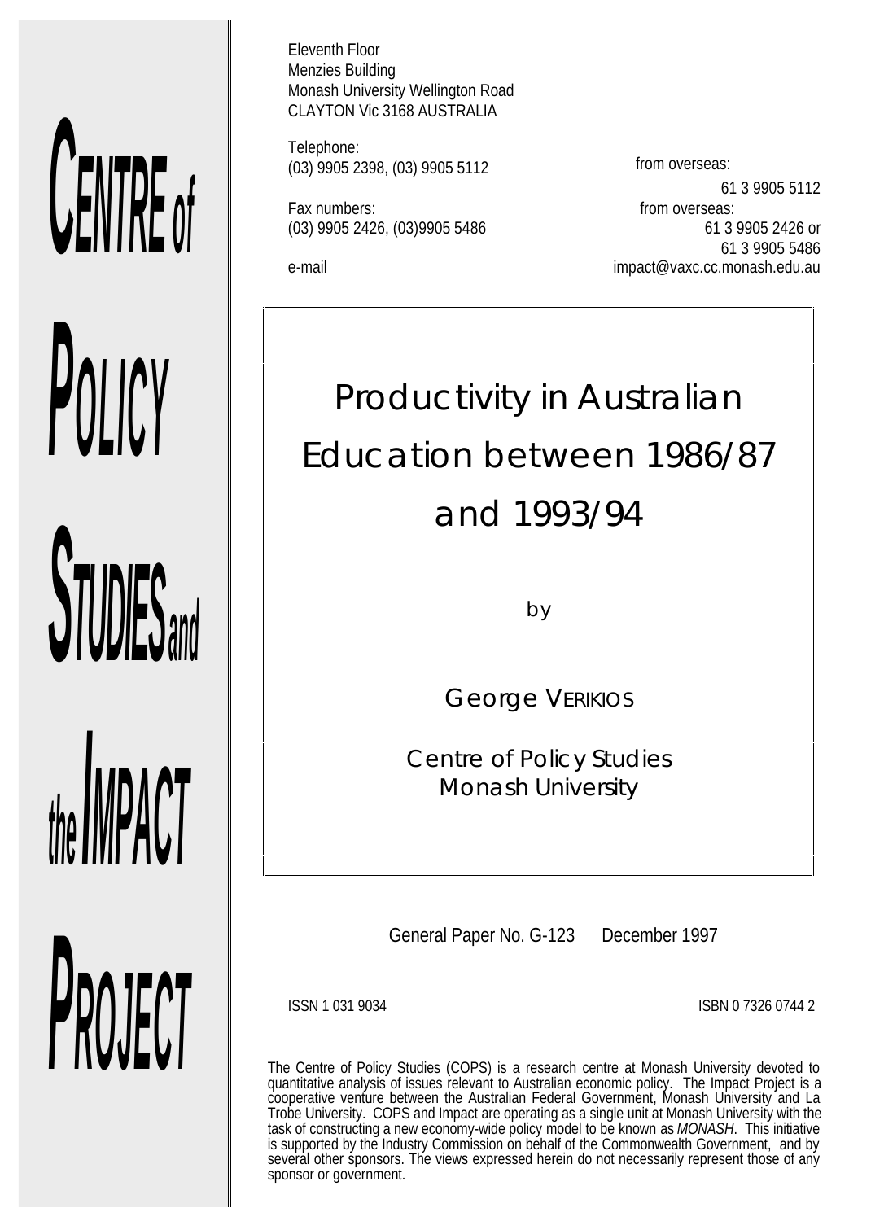**CENTRE of POLICY STUDIES and the IMPACT PROJECT**

Eleventh Floor
Menzies Building
Monash University Wellington Road
CLAYTON Vic 3168 AUSTRALIA

Telephone:
(03) 9905 2398, (03) 9905 5112

from overseas:
61 3 9905 5112

Fax numbers:
(03) 9905 2426, (03)9905 5486

from overseas:
61 3 9905 2426 or
61 3 9905 5486

e-mail
impact@vaxc.cc.monash.edu.au

# Productivity in Australian Education between 1986/87 and 1993/94

by

George VERIKIOS

Centre of Policy Studies
Monash University

General Paper No. G-123 December 1997

ISSN 1 031 9034

ISBN 0 7326 0744 2

The Centre of Policy Studies (COPS) is a research centre at Monash University devoted to quantitative analysis of issues relevant to Australian economic policy. The Impact Project is a cooperative venture between the Australian Federal Government, Monash University and La Trobe University. COPS and Impact are operating as a single unit at Monash University with the task of constructing a new economy-wide policy model to be known as *MONASH*. This initiative is supported by the Industry Commission on behalf of the Commonwealth Government, and by several other sponsors. The views expressed herein do not necessarily represent those of any sponsor or government.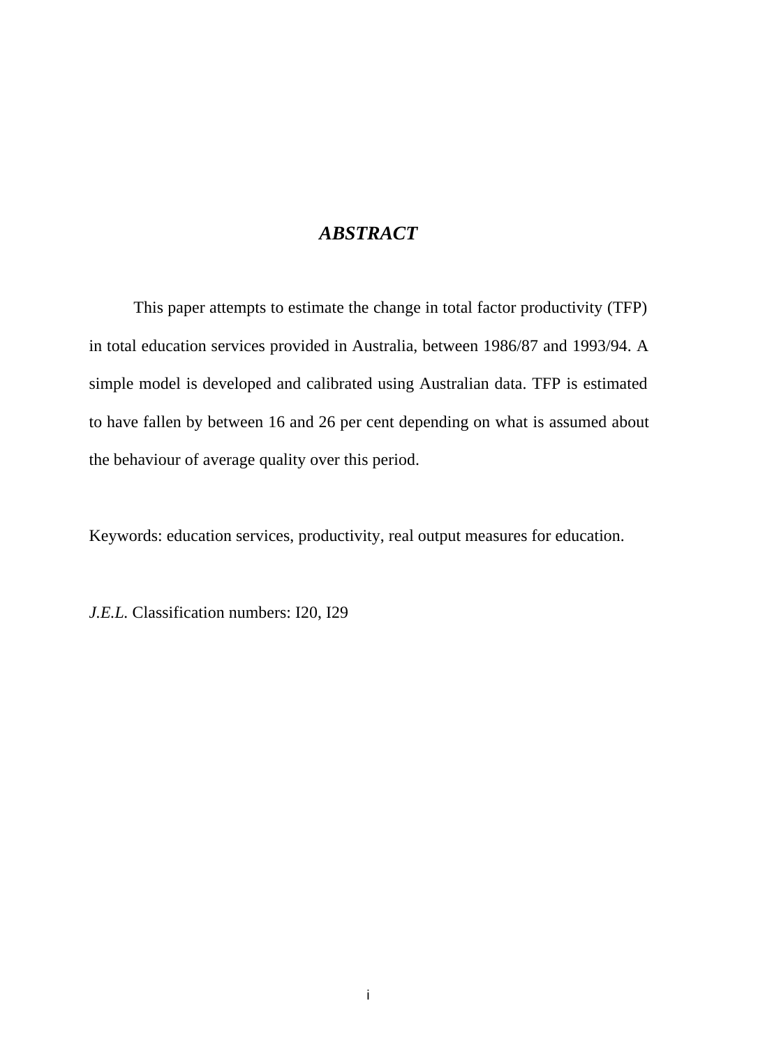# *ABSTRACT*

This paper attempts to estimate the change in total factor productivity (TFP) in total education services provided in Australia, between 1986/87 and 1993/94. A simple model is developed and calibrated using Australian data. TFP is estimated to have fallen by between 16 and 26 per cent depending on what is assumed about the behaviour of average quality over this period.

Keywords: education services, productivity, real output measures for education.

*J.E.L.* Classification numbers: I20, I29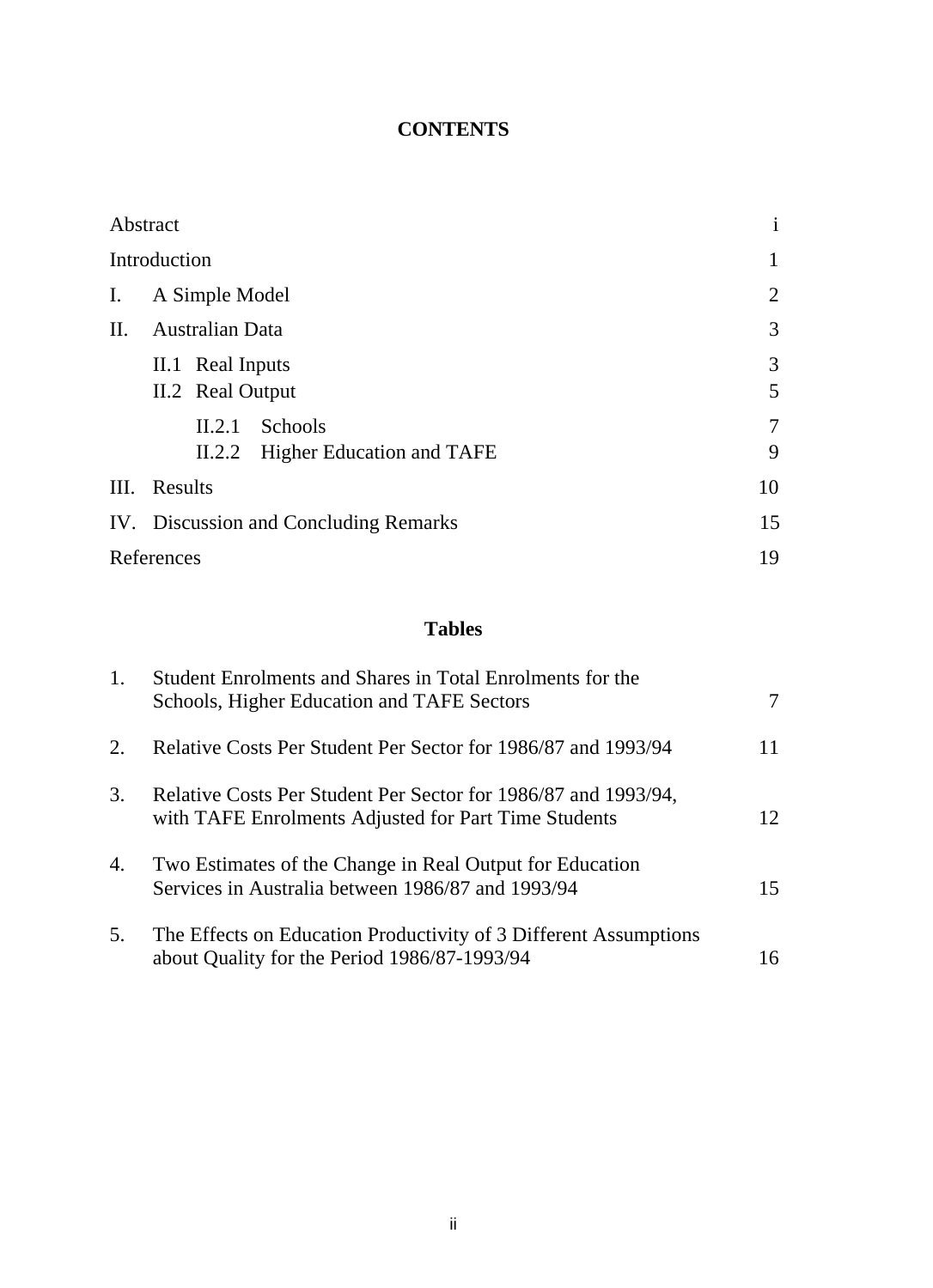# CONTENTS

| | |
|---|---|
| Abstract | i |
| Introduction | 1 |
| I. A Simple Model | 2 |
| II. Australian Data | 3 |
| II.1 Real Inputs | 3 |
| II.2 Real Output | 5 |
| II.2.1 Schools | 7 |
| II.2.2 Higher Education and TAFE | 9 |
| III. Results | 10 |
| IV. Discussion and Concluding Remarks | 15 |
| References | 19 |

## Tables

| | | |
|---|---|---|
| 1. | Student Enrolments and Shares in Total Enrolments for the Schools, Higher Education and TAFE Sectors | 7 |
| 2. | Relative Costs Per Student Per Sector for 1986/87 and 1993/94 | 11 |
| 3. | Relative Costs Per Student Per Sector for 1986/87 and 1993/94, with TAFE Enrolments Adjusted for Part Time Students | 12 |
| 4. | Two Estimates of the Change in Real Output for Education Services in Australia between 1986/87 and 1993/94 | 15 |
| 5. | The Effects on Education Productivity of 3 Different Assumptions about Quality for the Period 1986/87-1993/94 | 16 |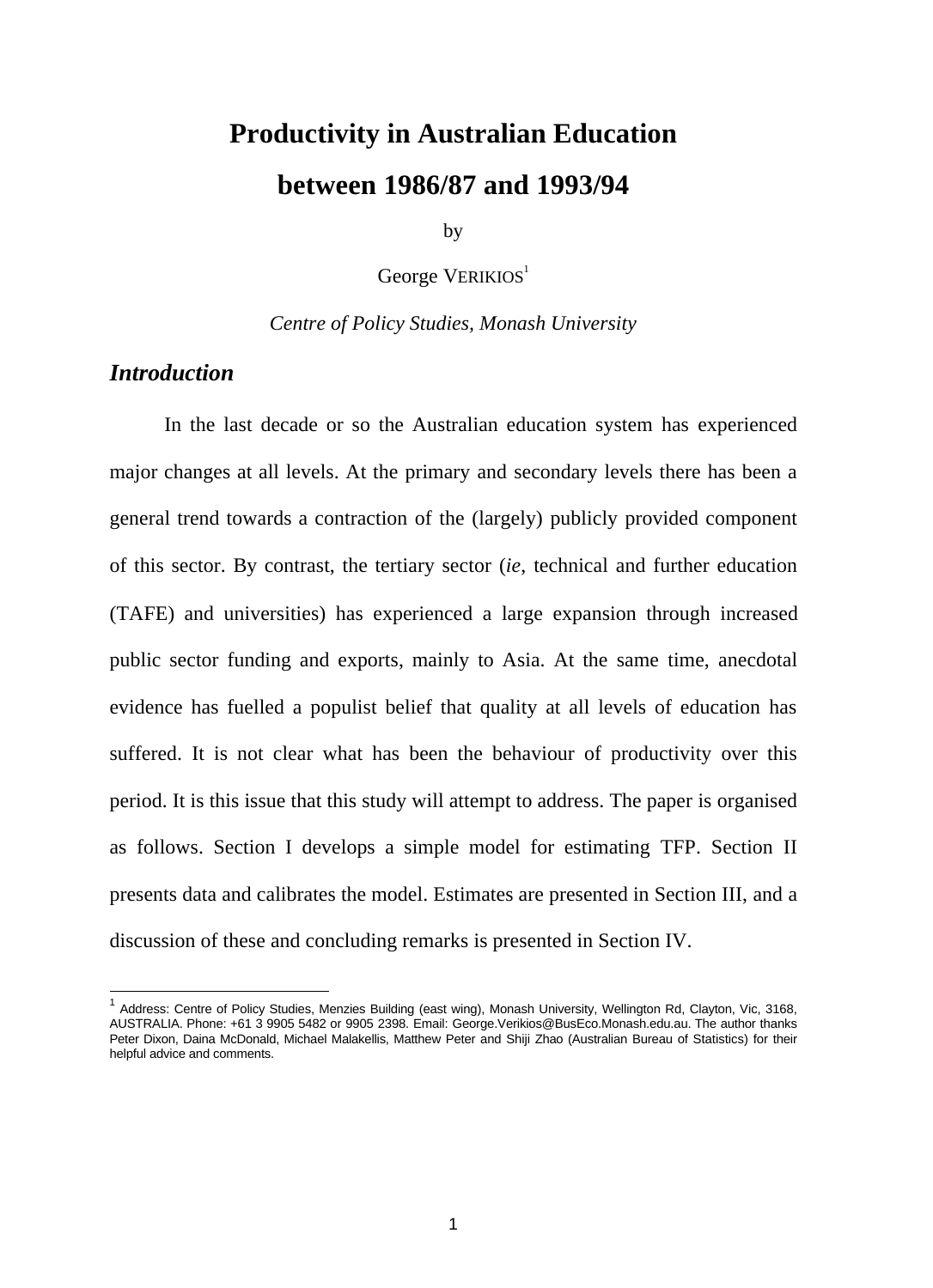# Productivity in Australian Education between 1986/87 and 1993/94

by

George VERIKIOS[1]

*Centre of Policy Studies, Monash University*

## *Introduction*

In the last decade or so the Australian education system has experienced major changes at all levels. At the primary and secondary levels there has been a general trend towards a contraction of the (largely) publicly provided component of this sector. By contrast, the tertiary sector (*ie*, technical and further education (TAFE) and universities) has experienced a large expansion through increased public sector funding and exports, mainly to Asia. At the same time, anecdotal evidence has fuelled a populist belief that quality at all levels of education has suffered. It is not clear what has been the behaviour of productivity over this period. It is this issue that this study will attempt to address. The paper is organised as follows. Section I develops a simple model for estimating TFP. Section II presents data and calibrates the model. Estimates are presented in Section III, and a discussion of these and concluding remarks is presented in Section IV.

[1] Address: Centre of Policy Studies, Menzies Building (east wing), Monash University, Wellington Rd, Clayton, Vic, 3168, AUSTRALIA. Phone: +61 3 9905 5482 or 9905 2398. Email: George.Verikios@BusEco.Monash.edu.au. The author thanks Peter Dixon, Daina McDonald, Michael Malakellis, Matthew Peter and Shiji Zhao (Australian Bureau of Statistics) for their helpful advice and comments.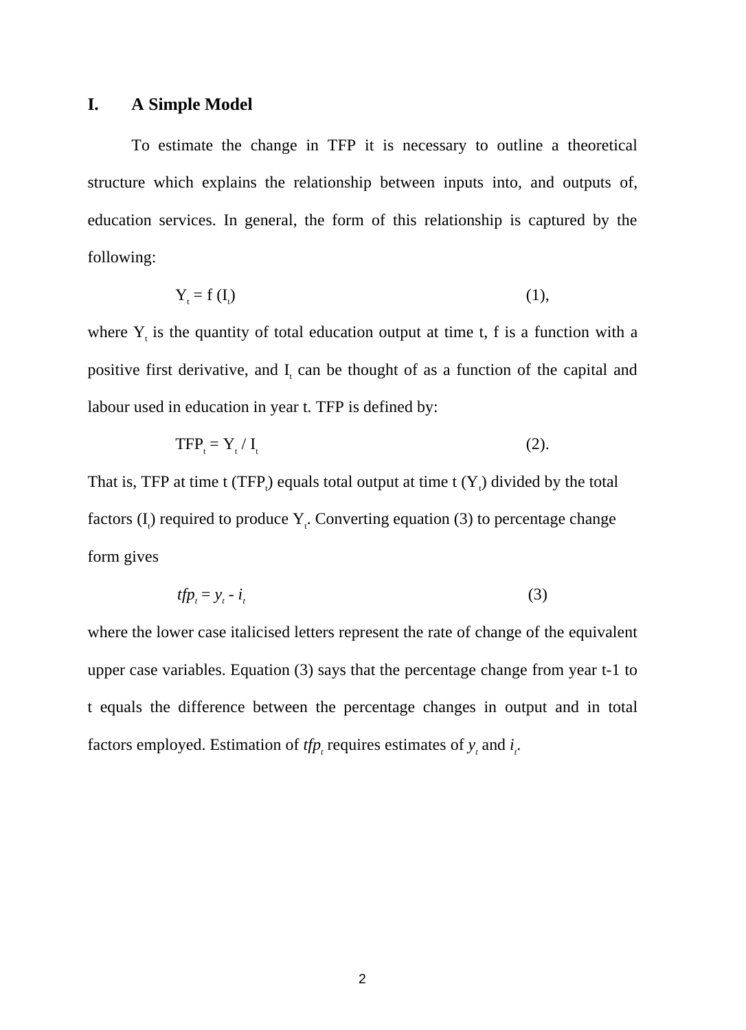## I. A Simple Model

To estimate the change in TFP it is necessary to outline a theoretical structure which explains the relationship between inputs into, and outputs of, education services. In general, the form of this relationship is captured by the following:

$$Y_t = f(I_t) \qquad (1),$$

where $Y_t$ is the quantity of total education output at time t, f is a function with a positive first derivative, and $I_t$ can be thought of as a function of the capital and labour used in education in year t. TFP is defined by:

$$TFP_t = Y_t / I_t \qquad (2).$$

That is, TFP at time t ($TFP_t$) equals total output at time t ($Y_t$) divided by the total factors ($I_t$) required to produce $Y_t$. Converting equation (3) to percentage change form gives

$$tfp_t = y_t - i_t \qquad (3)$$

where the lower case italicised letters represent the rate of change of the equivalent upper case variables. Equation (3) says that the percentage change from year t-1 to t equals the difference between the percentage changes in output and in total factors employed. Estimation of $tfp_t$ requires estimates of $y_t$ and $i_t$.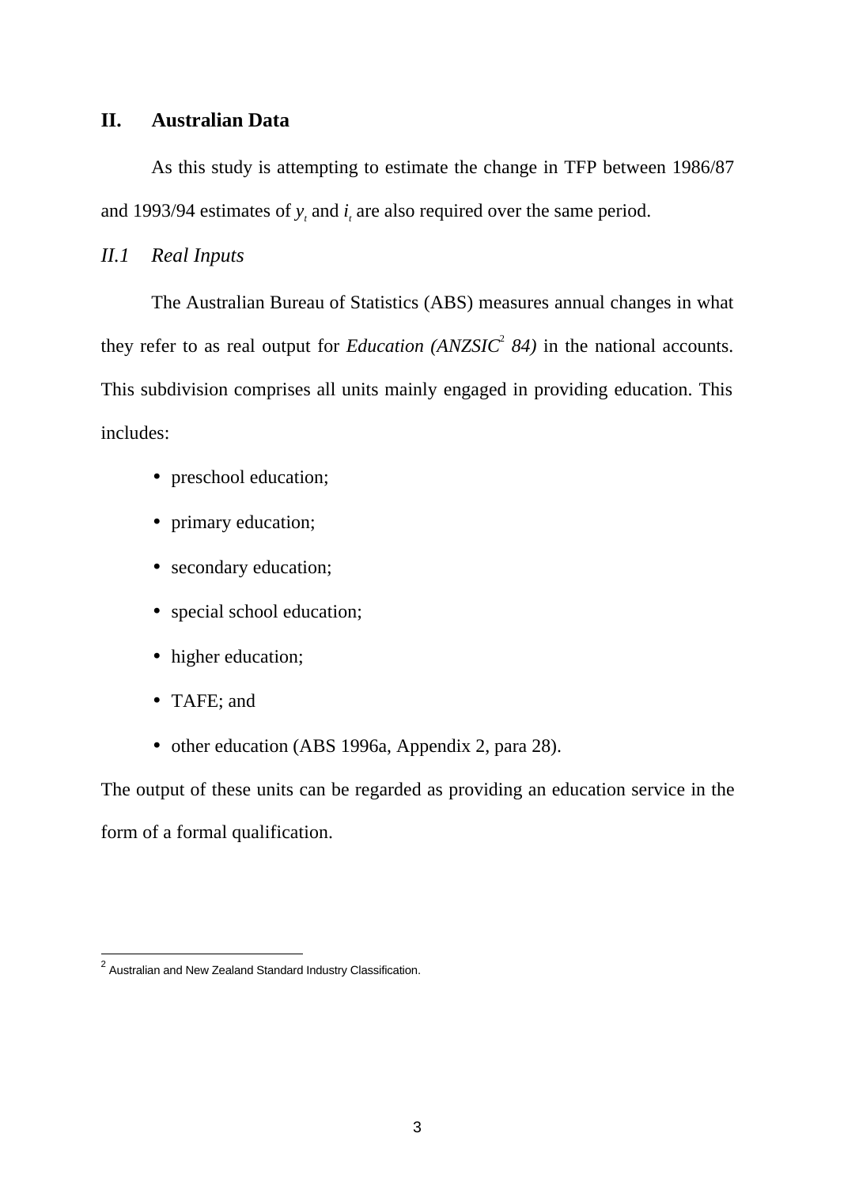## II. Australian Data

As this study is attempting to estimate the change in TFP between 1986/87 and 1993/94 estimates of $y_t$ and $i_t$ are also required over the same period.

### *II.1 Real Inputs*

The Australian Bureau of Statistics (ABS) measures annual changes in what they refer to as real output for *Education (ANZSIC*[2] *84)* in the national accounts. This subdivision comprises all units mainly engaged in providing education. This includes:

- preschool education;
- primary education;
- secondary education;
- special school education;
- higher education;
- TAFE; and
- other education (ABS 1996a, Appendix 2, para 28).

The output of these units can be regarded as providing an education service in the form of a formal qualification.

---

[2] Australian and New Zealand Standard Industry Classification.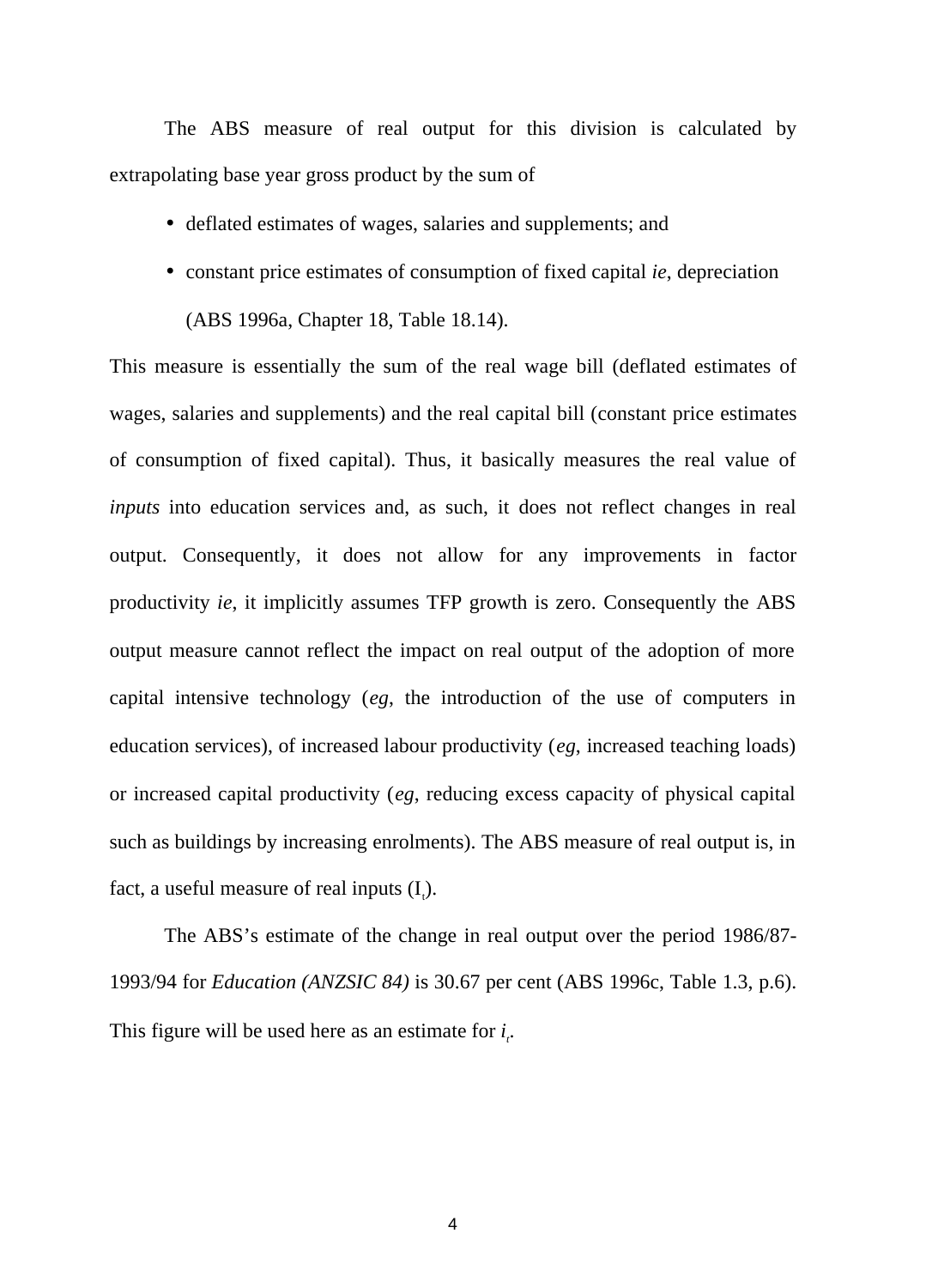The ABS measure of real output for this division is calculated by extrapolating base year gross product by the sum of

- deflated estimates of wages, salaries and supplements; and
- constant price estimates of consumption of fixed capital *ie*, depreciation (ABS 1996a, Chapter 18, Table 18.14).

This measure is essentially the sum of the real wage bill (deflated estimates of wages, salaries and supplements) and the real capital bill (constant price estimates of consumption of fixed capital). Thus, it basically measures the real value of *inputs* into education services and, as such, it does not reflect changes in real output. Consequently, it does not allow for any improvements in factor productivity *ie*, it implicitly assumes TFP growth is zero. Consequently the ABS output measure cannot reflect the impact on real output of the adoption of more capital intensive technology (*eg*, the introduction of the use of computers in education services), of increased labour productivity (*eg*, increased teaching loads) or increased capital productivity (*eg*, reducing excess capacity of physical capital such as buildings by increasing enrolments). The ABS measure of real output is, in fact, a useful measure of real inputs ($I_t$).

The ABS's estimate of the change in real output over the period 1986/87-1993/94 for *Education (ANZSIC 84)* is 30.67 per cent (ABS 1996c, Table 1.3, p.6). This figure will be used here as an estimate for $i_t$.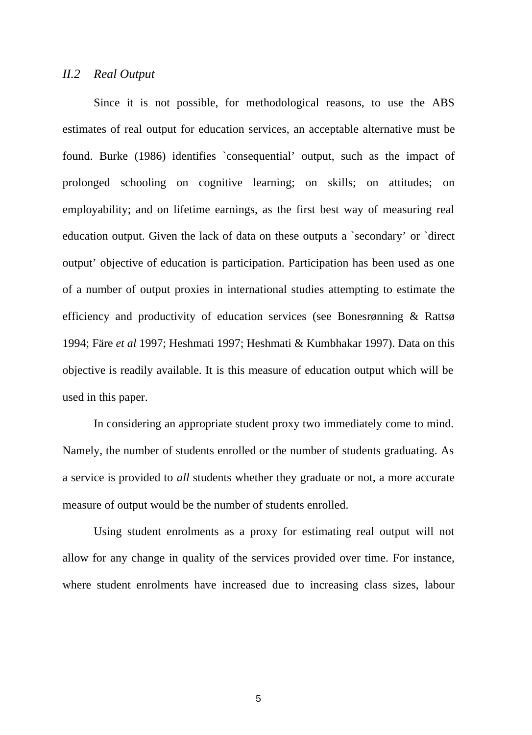### *II.2 Real Output*

Since it is not possible, for methodological reasons, to use the ABS estimates of real output for education services, an acceptable alternative must be found. Burke (1986) identifies `consequential' output, such as the impact of prolonged schooling on cognitive learning; on skills; on attitudes; on employability; and on lifetime earnings, as the first best way of measuring real education output. Given the lack of data on these outputs a `secondary' or `direct output' objective of education is participation. Participation has been used as one of a number of output proxies in international studies attempting to estimate the efficiency and productivity of education services (see Bonesrønning & Rattsø 1994; Färe *et al* 1997; Heshmati 1997; Heshmati & Kumbhakar 1997). Data on this objective is readily available. It is this measure of education output which will be used in this paper.

In considering an appropriate student proxy two immediately come to mind. Namely, the number of students enrolled or the number of students graduating. As a service is provided to *all* students whether they graduate or not, a more accurate measure of output would be the number of students enrolled.

Using student enrolments as a proxy for estimating real output will not allow for any change in quality of the services provided over time. For instance, where student enrolments have increased due to increasing class sizes, labour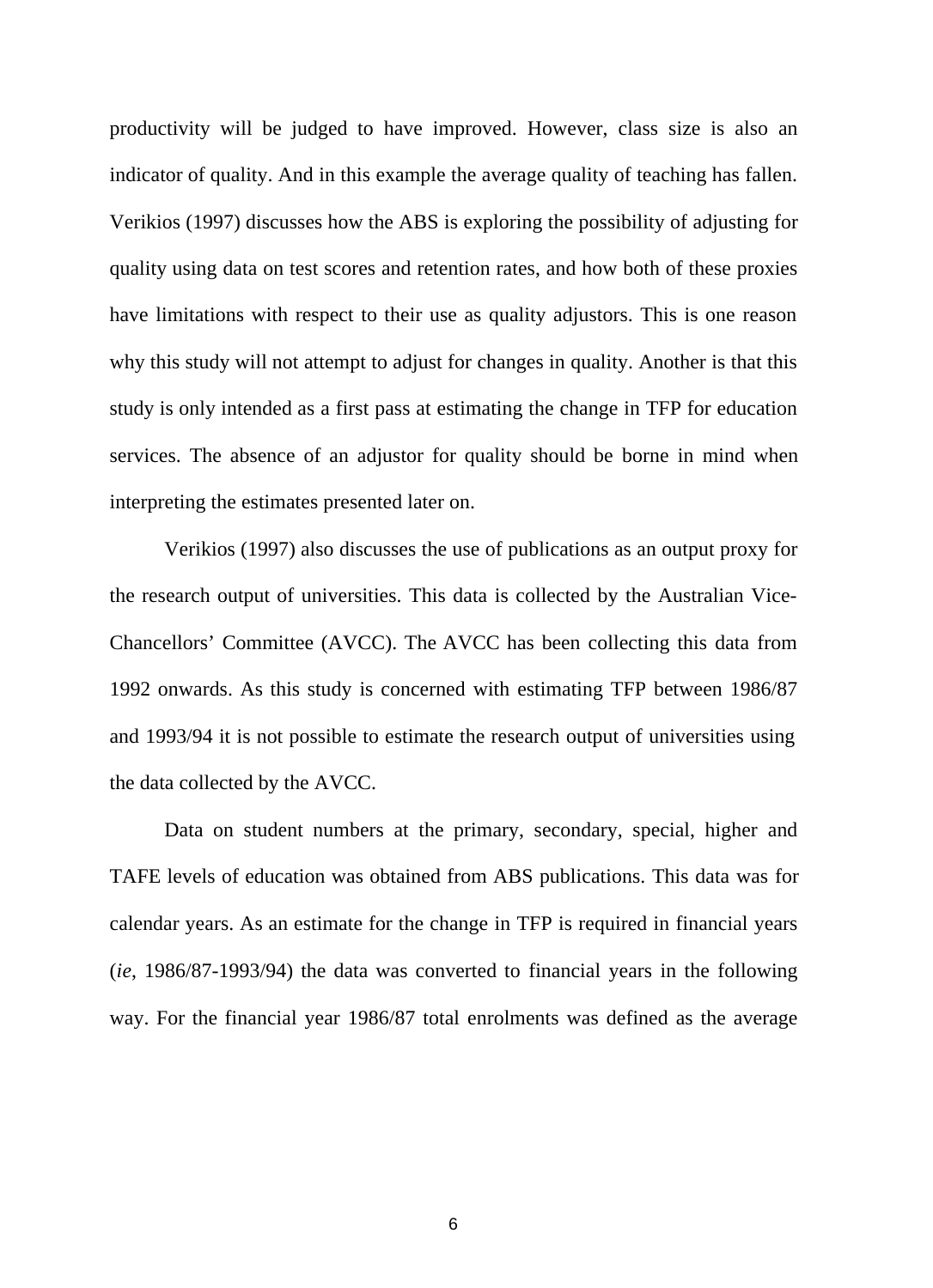productivity will be judged to have improved. However, class size is also an indicator of quality. And in this example the average quality of teaching has fallen. Verikios (1997) discusses how the ABS is exploring the possibility of adjusting for quality using data on test scores and retention rates, and how both of these proxies have limitations with respect to their use as quality adjustors. This is one reason why this study will not attempt to adjust for changes in quality. Another is that this study is only intended as a first pass at estimating the change in TFP for education services. The absence of an adjustor for quality should be borne in mind when interpreting the estimates presented later on.

Verikios (1997) also discusses the use of publications as an output proxy for the research output of universities. This data is collected by the Australian Vice-Chancellors' Committee (AVCC). The AVCC has been collecting this data from 1992 onwards. As this study is concerned with estimating TFP between 1986/87 and 1993/94 it is not possible to estimate the research output of universities using the data collected by the AVCC.

Data on student numbers at the primary, secondary, special, higher and TAFE levels of education was obtained from ABS publications. This data was for calendar years. As an estimate for the change in TFP is required in financial years (*ie*, 1986/87-1993/94) the data was converted to financial years in the following way. For the financial year 1986/87 total enrolments was defined as the average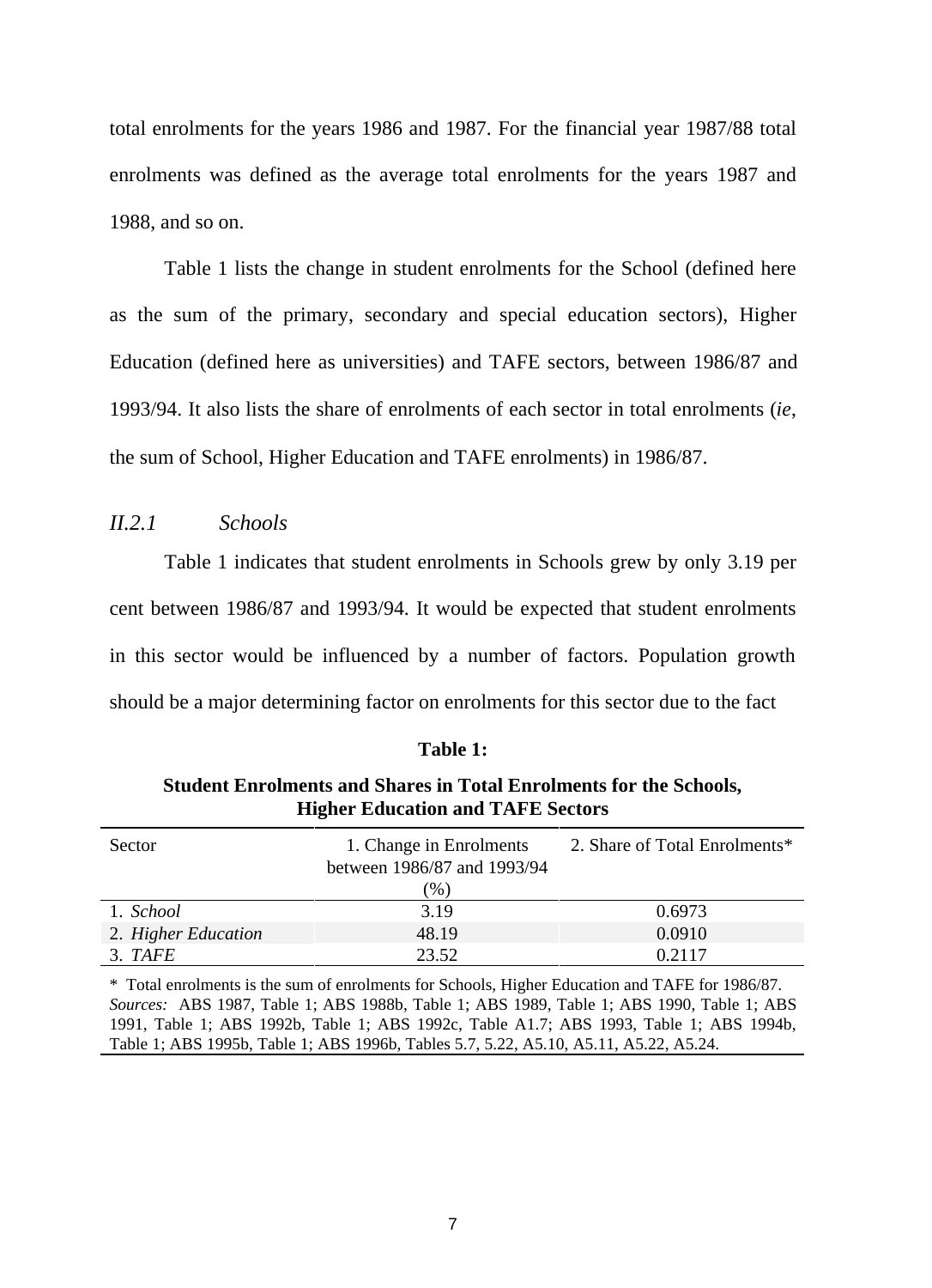total enrolments for the years 1986 and 1987. For the financial year 1987/88 total enrolments was defined as the average total enrolments for the years 1987 and 1988, and so on.

Table 1 lists the change in student enrolments for the School (defined here as the sum of the primary, secondary and special education sectors), Higher Education (defined here as universities) and TAFE sectors, between 1986/87 and 1993/94. It also lists the share of enrolments of each sector in total enrolments (*ie*, the sum of School, Higher Education and TAFE enrolments) in 1986/87.

### *II.2.1 Schools*

Table 1 indicates that student enrolments in Schools grew by only 3.19 per cent between 1986/87 and 1993/94. It would be expected that student enrolments in this sector would be influenced by a number of factors. Population growth should be a major determining factor on enrolments for this sector due to the fact

**Table 1:**

**Student Enrolments and Shares in Total Enrolments for the Schools, Higher Education and TAFE Sectors**

| Sector | 1. Change in Enrolments between 1986/87 and 1993/94 (%) | 2. Share of Total Enrolments* |
|---|---|---|
| 1. *School* | 3.19 | 0.6973 |
| 2. *Higher Education* | 48.19 | 0.0910 |
| 3. *TAFE* | 23.52 | 0.2117 |

\* Total enrolments is the sum of enrolments for Schools, Higher Education and TAFE for 1986/87.
*Sources:* ABS 1987, Table 1; ABS 1988b, Table 1; ABS 1989, Table 1; ABS 1990, Table 1; ABS 1991, Table 1; ABS 1992b, Table 1; ABS 1992c, Table A1.7; ABS 1993, Table 1; ABS 1994b, Table 1; ABS 1995b, Table 1; ABS 1996b, Tables 5.7, 5.22, A5.10, A5.11, A5.22, A5.24.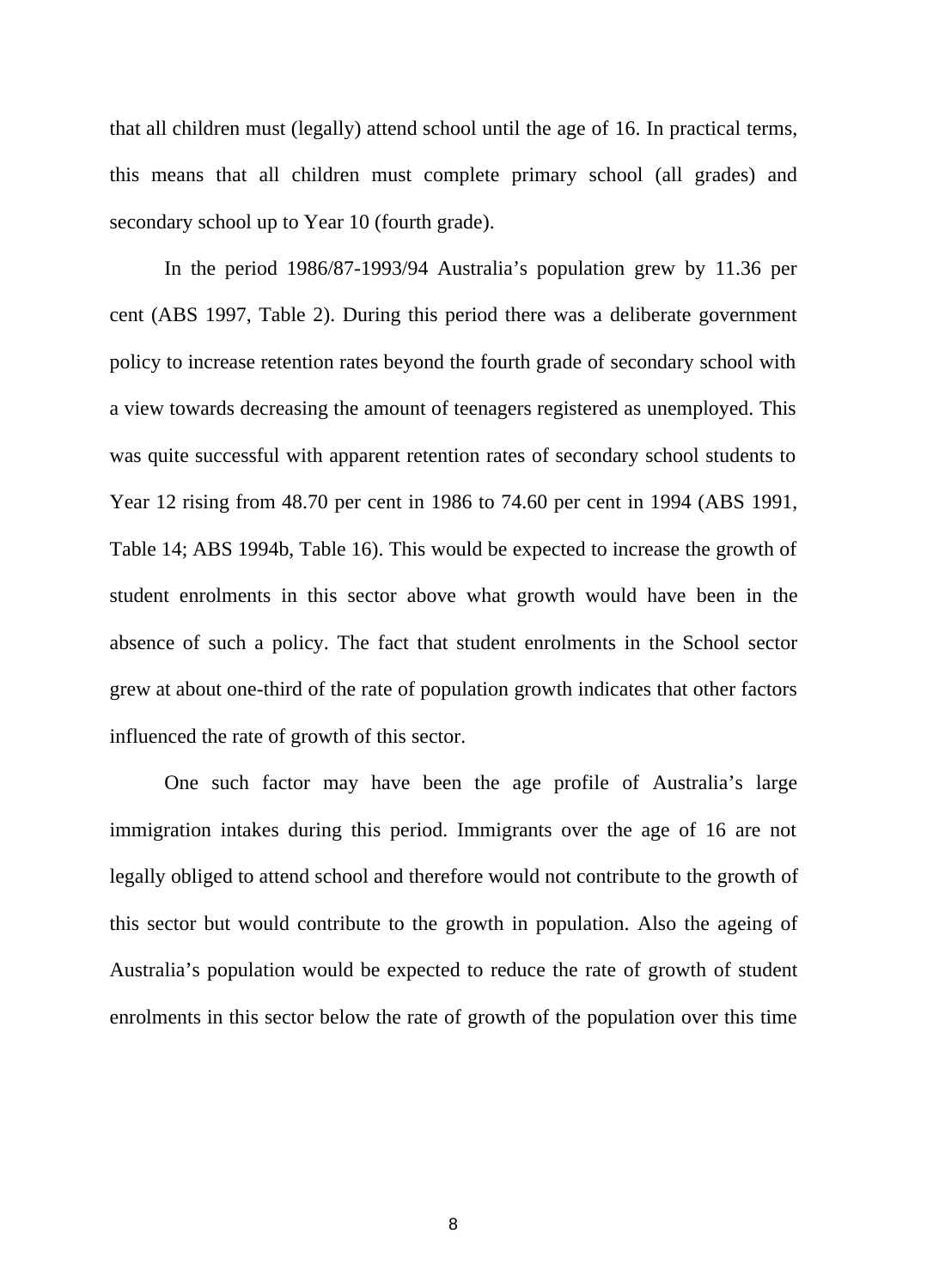that all children must (legally) attend school until the age of 16. In practical terms, this means that all children must complete primary school (all grades) and secondary school up to Year 10 (fourth grade).

In the period 1986/87-1993/94 Australia's population grew by 11.36 per cent (ABS 1997, Table 2). During this period there was a deliberate government policy to increase retention rates beyond the fourth grade of secondary school with a view towards decreasing the amount of teenagers registered as unemployed. This was quite successful with apparent retention rates of secondary school students to Year 12 rising from 48.70 per cent in 1986 to 74.60 per cent in 1994 (ABS 1991, Table 14; ABS 1994b, Table 16). This would be expected to increase the growth of student enrolments in this sector above what growth would have been in the absence of such a policy. The fact that student enrolments in the School sector grew at about one-third of the rate of population growth indicates that other factors influenced the rate of growth of this sector.

One such factor may have been the age profile of Australia's large immigration intakes during this period. Immigrants over the age of 16 are not legally obliged to attend school and therefore would not contribute to the growth of this sector but would contribute to the growth in population. Also the ageing of Australia's population would be expected to reduce the rate of growth of student enrolments in this sector below the rate of growth of the population over this time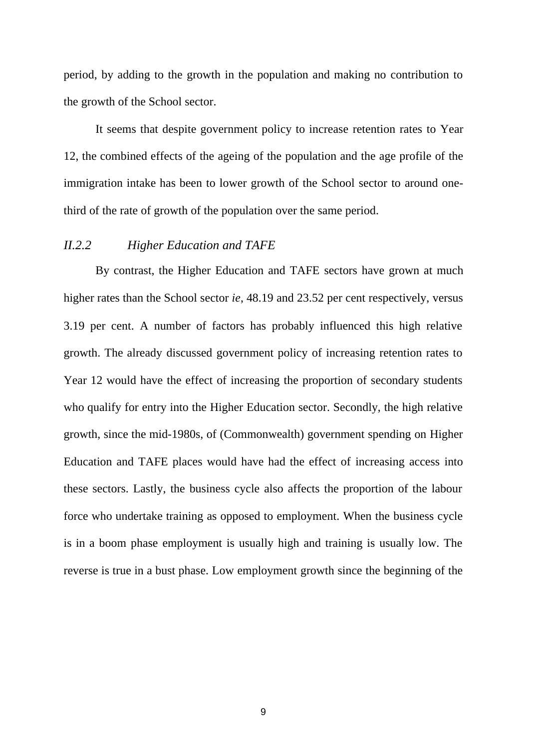period, by adding to the growth in the population and making no contribution to the growth of the School sector.

It seems that despite government policy to increase retention rates to Year 12, the combined effects of the ageing of the population and the age profile of the immigration intake has been to lower growth of the School sector to around one-third of the rate of growth of the population over the same period.

### *II.2.2 Higher Education and TAFE*

By contrast, the Higher Education and TAFE sectors have grown at much higher rates than the School sector *ie*, 48.19 and 23.52 per cent respectively, versus 3.19 per cent. A number of factors has probably influenced this high relative growth. The already discussed government policy of increasing retention rates to Year 12 would have the effect of increasing the proportion of secondary students who qualify for entry into the Higher Education sector. Secondly, the high relative growth, since the mid-1980s, of (Commonwealth) government spending on Higher Education and TAFE places would have had the effect of increasing access into these sectors. Lastly, the business cycle also affects the proportion of the labour force who undertake training as opposed to employment. When the business cycle is in a boom phase employment is usually high and training is usually low. The reverse is true in a bust phase. Low employment growth since the beginning of the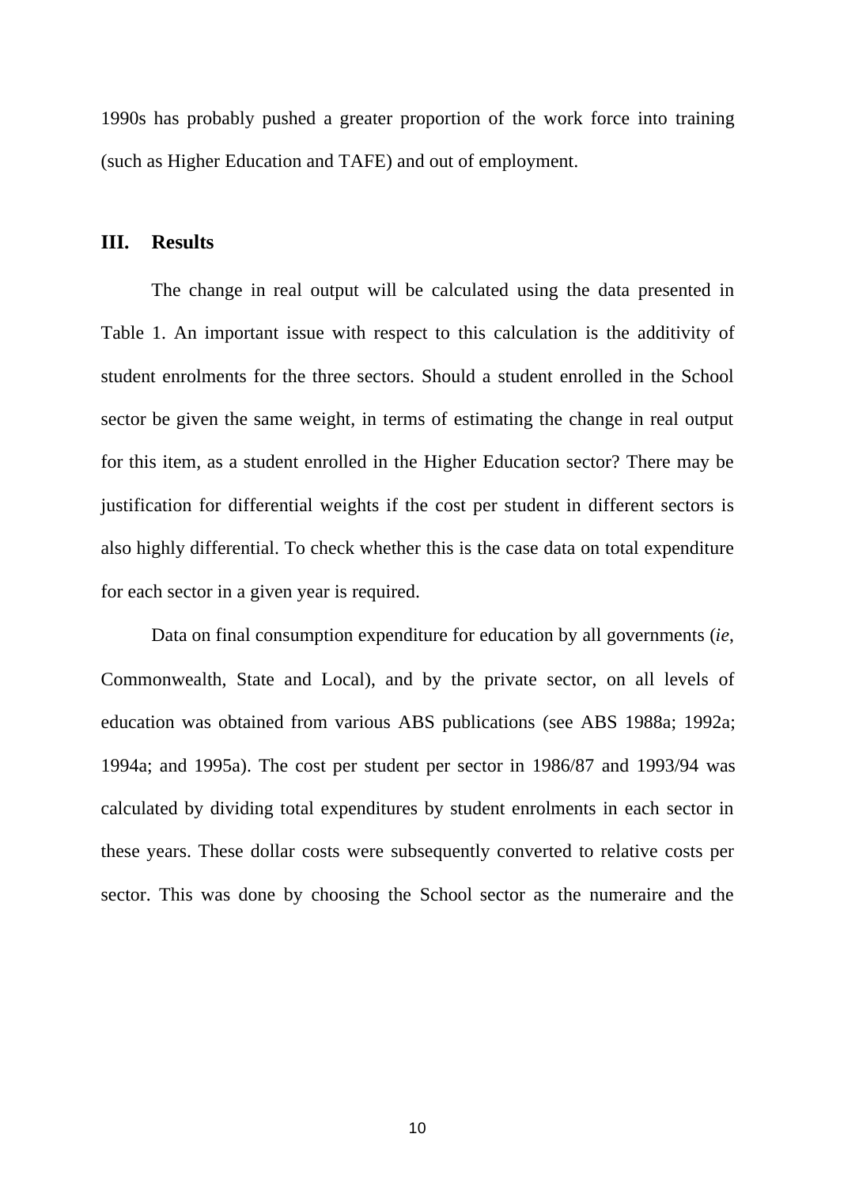1990s has probably pushed a greater proportion of the work force into training (such as Higher Education and TAFE) and out of employment.

## III. Results

The change in real output will be calculated using the data presented in Table 1. An important issue with respect to this calculation is the additivity of student enrolments for the three sectors. Should a student enrolled in the School sector be given the same weight, in terms of estimating the change in real output for this item, as a student enrolled in the Higher Education sector? There may be justification for differential weights if the cost per student in different sectors is also highly differential. To check whether this is the case data on total expenditure for each sector in a given year is required.

Data on final consumption expenditure for education by all governments (*ie*, Commonwealth, State and Local), and by the private sector, on all levels of education was obtained from various ABS publications (see ABS 1988a; 1992a; 1994a; and 1995a). The cost per student per sector in 1986/87 and 1993/94 was calculated by dividing total expenditures by student enrolments in each sector in these years. These dollar costs were subsequently converted to relative costs per sector. This was done by choosing the School sector as the numeraire and the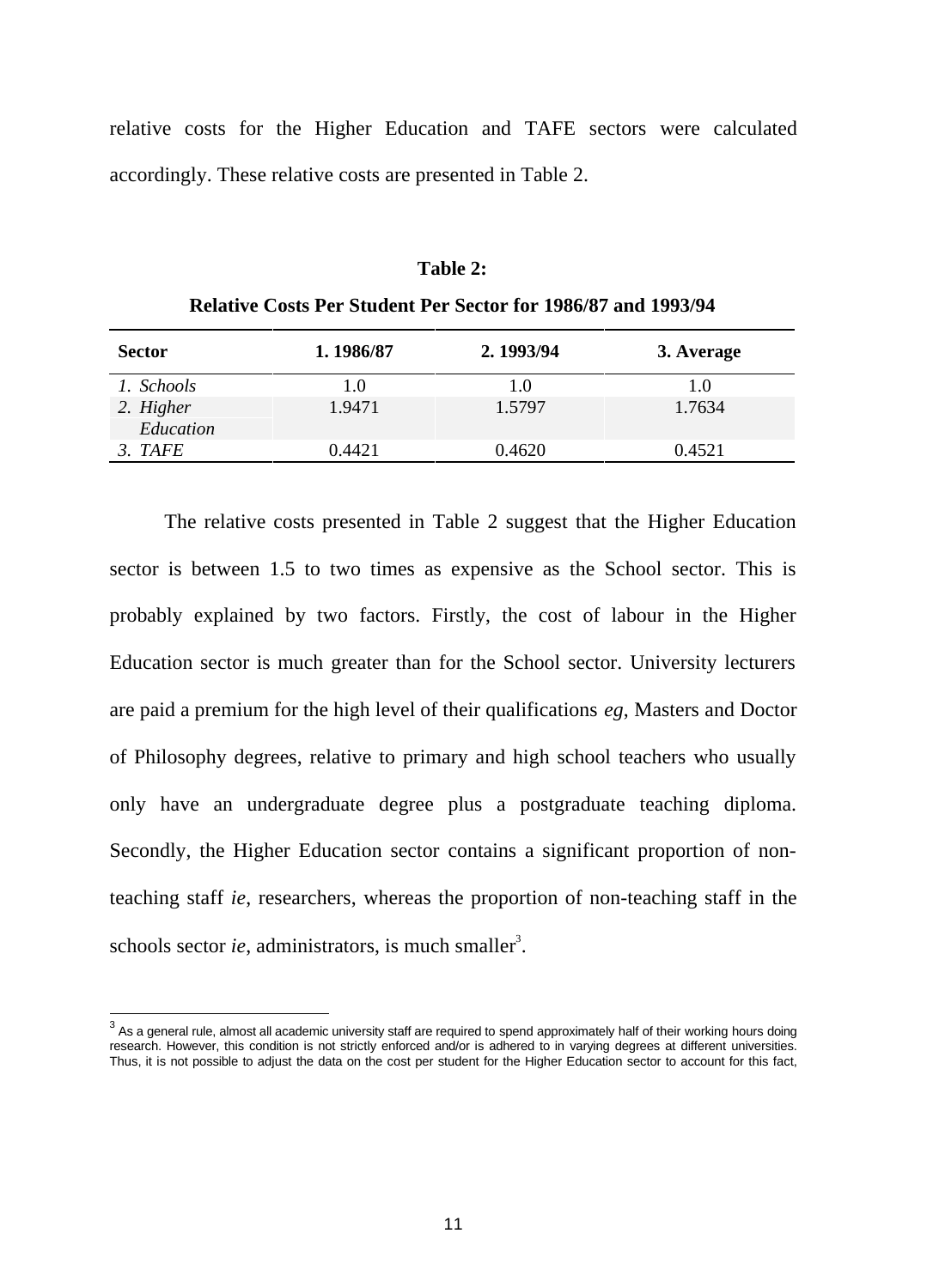relative costs for the Higher Education and TAFE sectors were calculated accordingly. These relative costs are presented in Table 2.

**Table 2:**

**Relative Costs Per Student Per Sector for 1986/87 and 1993/94**

| Sector | 1. 1986/87 | 2. 1993/94 | 3. Average |
|---|---|---|---|
| *1. Schools* | 1.0 | 1.0 | 1.0 |
| *2. Higher Education* | 1.9471 | 1.5797 | 1.7634 |
| *3. TAFE* | 0.4421 | 0.4620 | 0.4521 |

The relative costs presented in Table 2 suggest that the Higher Education sector is between 1.5 to two times as expensive as the School sector. This is probably explained by two factors. Firstly, the cost of labour in the Higher Education sector is much greater than for the School sector. University lecturers are paid a premium for the high level of their qualifications *eg*, Masters and Doctor of Philosophy degrees, relative to primary and high school teachers who usually only have an undergraduate degree plus a postgraduate teaching diploma. Secondly, the Higher Education sector contains a significant proportion of non-teaching staff *ie*, researchers, whereas the proportion of non-teaching staff in the schools sector *ie*, administrators, is much smaller[3].

[3] As a general rule, almost all academic university staff are required to spend approximately half of their working hours doing research. However, this condition is not strictly enforced and/or is adhered to in varying degrees at different universities. Thus, it is not possible to adjust the data on the cost per student for the Higher Education sector to account for this fact,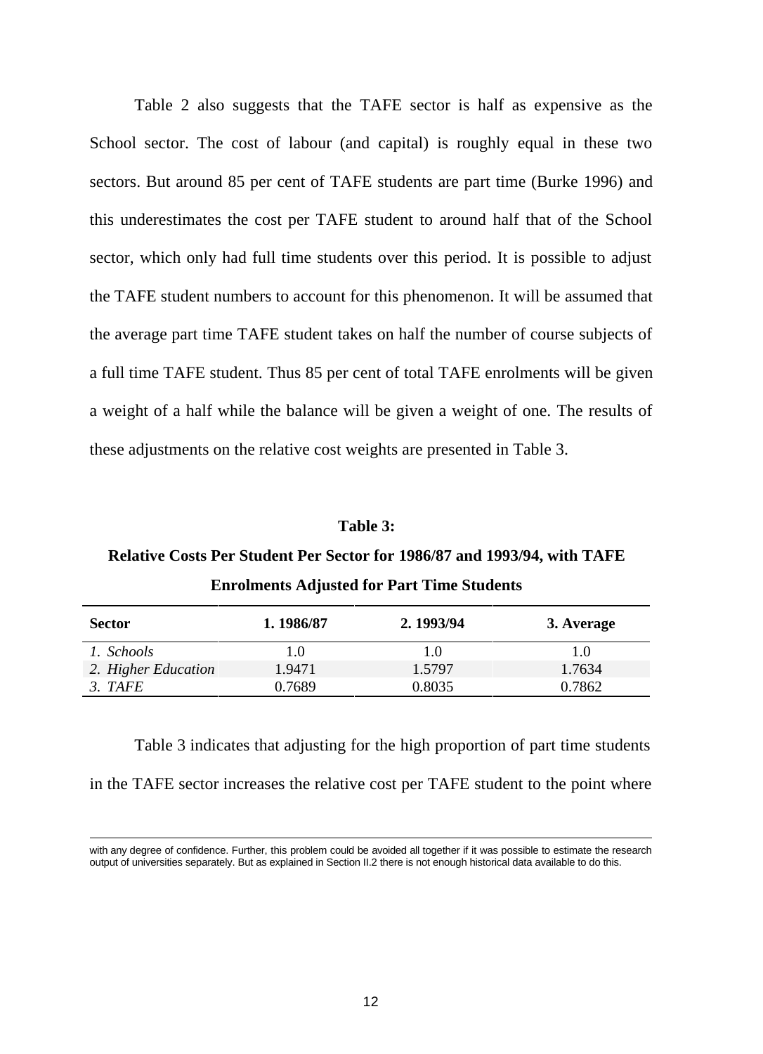Table 2 also suggests that the TAFE sector is half as expensive as the School sector. The cost of labour (and capital) is roughly equal in these two sectors. But around 85 per cent of TAFE students are part time (Burke 1996) and this underestimates the cost per TAFE student to around half that of the School sector, which only had full time students over this period. It is possible to adjust the TAFE student numbers to account for this phenomenon. It will be assumed that the average part time TAFE student takes on half the number of course subjects of a full time TAFE student. Thus 85 per cent of total TAFE enrolments will be given a weight of a half while the balance will be given a weight of one. The results of these adjustments on the relative cost weights are presented in Table 3.

**Table 3:**

**Relative Costs Per Student Per Sector for 1986/87 and 1993/94, with TAFE Enrolments Adjusted for Part Time Students**

| Sector | 1. 1986/87 | 2. 1993/94 | 3. Average |
|---|---|---|---|
| *1. Schools* | 1.0 | 1.0 | 1.0 |
| *2. Higher Education* | 1.9471 | 1.5797 | 1.7634 |
| *3. TAFE* | 0.7689 | 0.8035 | 0.7862 |

Table 3 indicates that adjusting for the high proportion of part time students in the TAFE sector increases the relative cost per TAFE student to the point where

---

with any degree of confidence. Further, this problem could be avoided all together if it was possible to estimate the research output of universities separately. But as explained in Section II.2 there is not enough historical data available to do this.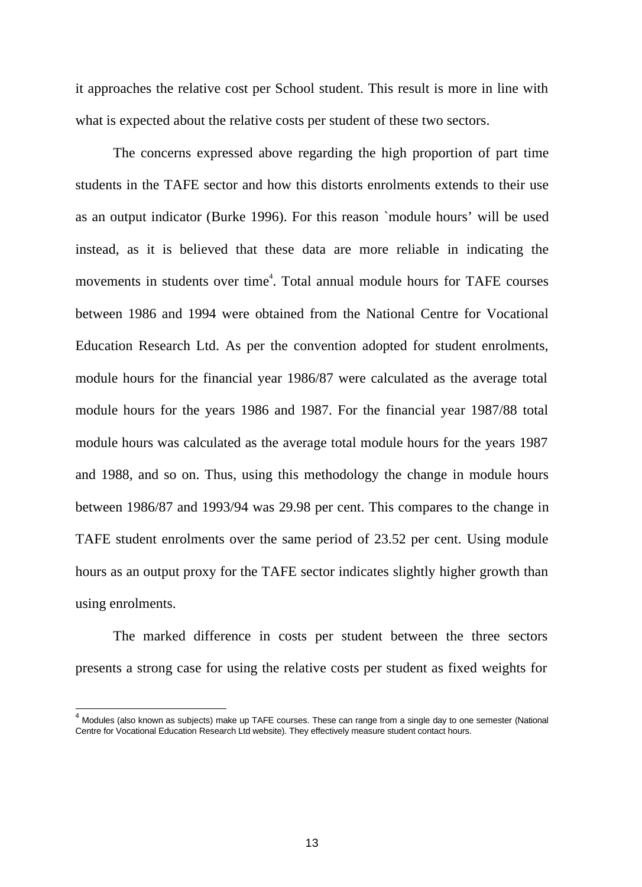it approaches the relative cost per School student. This result is more in line with what is expected about the relative costs per student of these two sectors.

The concerns expressed above regarding the high proportion of part time students in the TAFE sector and how this distorts enrolments extends to their use as an output indicator (Burke 1996). For this reason `module hours' will be used instead, as it is believed that these data are more reliable in indicating the movements in students over time[4]. Total annual module hours for TAFE courses between 1986 and 1994 were obtained from the National Centre for Vocational Education Research Ltd. As per the convention adopted for student enrolments, module hours for the financial year 1986/87 were calculated as the average total module hours for the years 1986 and 1987. For the financial year 1987/88 total module hours was calculated as the average total module hours for the years 1987 and 1988, and so on. Thus, using this methodology the change in module hours between 1986/87 and 1993/94 was 29.98 per cent. This compares to the change in TAFE student enrolments over the same period of 23.52 per cent. Using module hours as an output proxy for the TAFE sector indicates slightly higher growth than using enrolments.

The marked difference in costs per student between the three sectors presents a strong case for using the relative costs per student as fixed weights for

---

[4] Modules (also known as subjects) make up TAFE courses. These can range from a single day to one semester (National Centre for Vocational Education Research Ltd website). They effectively measure student contact hours.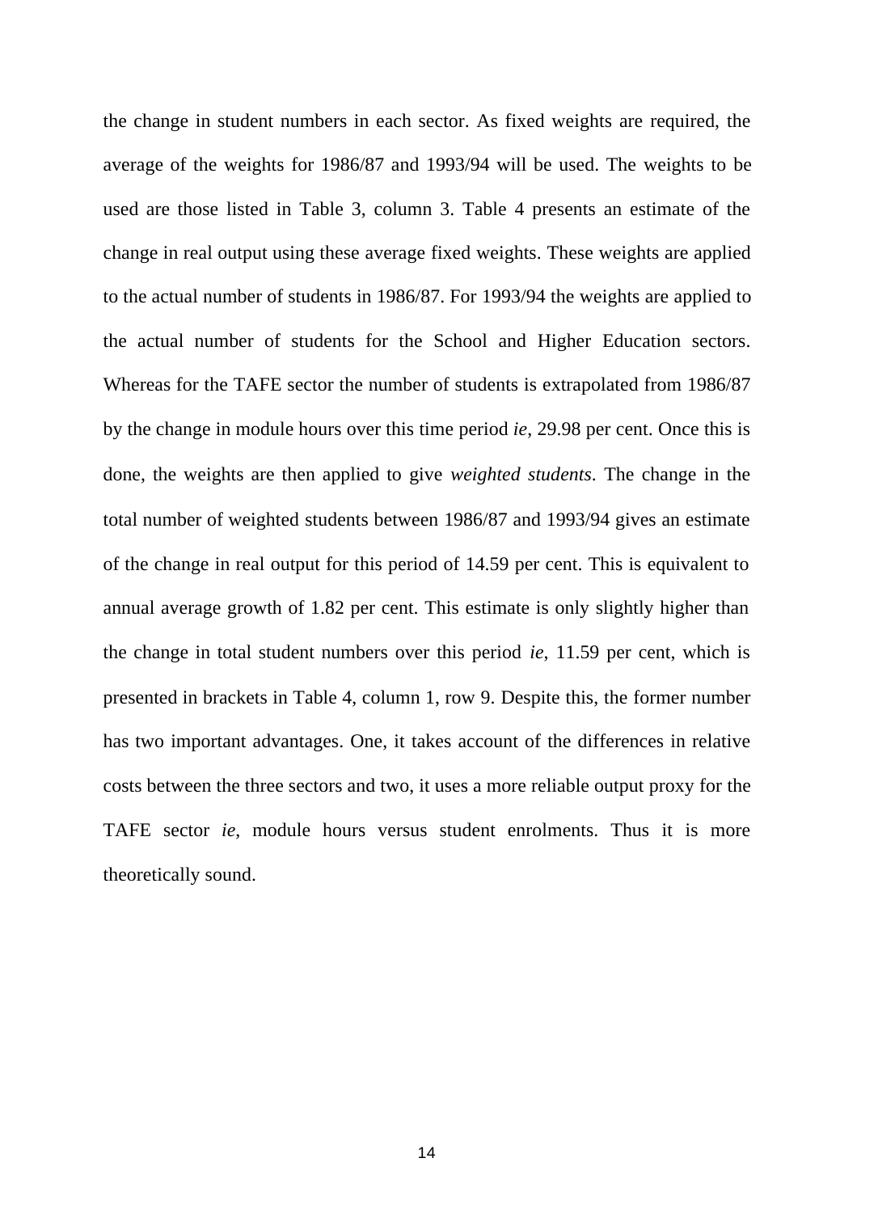the change in student numbers in each sector. As fixed weights are required, the average of the weights for 1986/87 and 1993/94 will be used. The weights to be used are those listed in Table 3, column 3. Table 4 presents an estimate of the change in real output using these average fixed weights. These weights are applied to the actual number of students in 1986/87. For 1993/94 the weights are applied to the actual number of students for the School and Higher Education sectors. Whereas for the TAFE sector the number of students is extrapolated from 1986/87 by the change in module hours over this time period *ie*, 29.98 per cent. Once this is done, the weights are then applied to give *weighted students*. The change in the total number of weighted students between 1986/87 and 1993/94 gives an estimate of the change in real output for this period of 14.59 per cent. This is equivalent to annual average growth of 1.82 per cent. This estimate is only slightly higher than the change in total student numbers over this period *ie*, 11.59 per cent, which is presented in brackets in Table 4, column 1, row 9. Despite this, the former number has two important advantages. One, it takes account of the differences in relative costs between the three sectors and two, it uses a more reliable output proxy for the TAFE sector *ie*, module hours versus student enrolments. Thus it is more theoretically sound.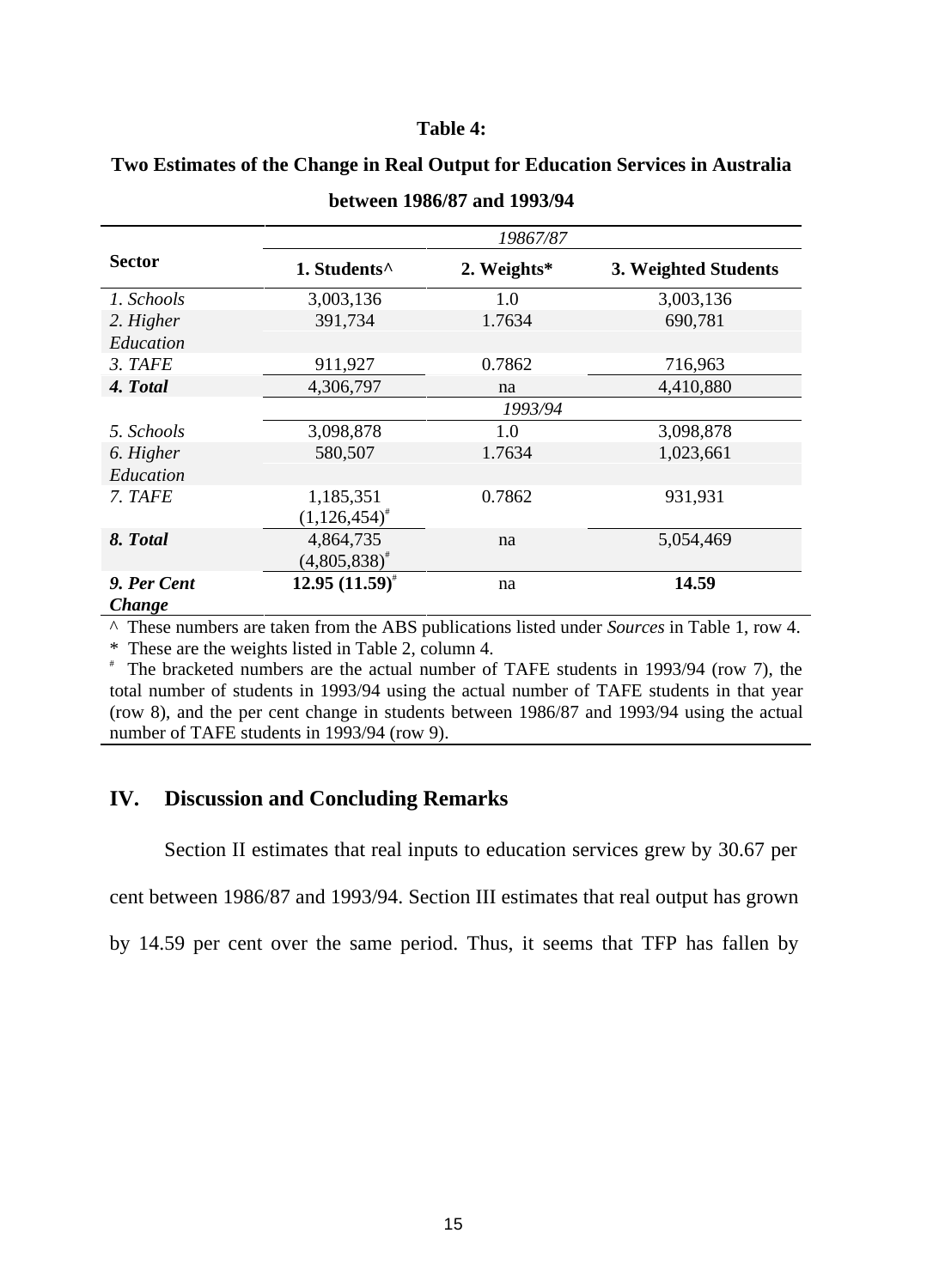**Table 4:**

**Two Estimates of the Change in Real Output for Education Services in Australia between 1986/87 and 1993/94**

| Sector | 1. Students^ | 2. Weights* | 3. Weighted Students |
|---|---|---|---|
| | | *19867/87* | |
| *1. Schools* | 3,003,136 | 1.0 | 3,003,136 |
| *2. Higher Education* | 391,734 | 1.7634 | 690,781 |
| *3. TAFE* | 911,927 | 0.7862 | 716,963 |
| ***4. Total*** | 4,306,797 | na | 4,410,880 |
| | | *1993/94* | |
| *5. Schools* | 3,098,878 | 1.0 | 3,098,878 |
| *6. Higher Education* | 580,507 | 1.7634 | 1,023,661 |
| *7. TAFE* | 1,185,351 (1,126,454)# | 0.7862 | 931,931 |
| ***8. Total*** | 4,864,735 (4,805,838)# | na | 5,054,469 |
| ***9. Per Cent Change*** | **12.95 (11.59)**# | na | **14.59** |

^ These numbers are taken from the ABS publications listed under *Sources* in Table 1, row 4.
\* These are the weights listed in Table 2, column 4.
\# The bracketed numbers are the actual number of TAFE students in 1993/94 (row 7), the total number of students in 1993/94 using the actual number of TAFE students in that year (row 8), and the per cent change in students between 1986/87 and 1993/94 using the actual number of TAFE students in 1993/94 (row 9).

## IV. Discussion and Concluding Remarks

Section II estimates that real inputs to education services grew by 30.67 per cent between 1986/87 and 1993/94. Section III estimates that real output has grown by 14.59 per cent over the same period. Thus, it seems that TFP has fallen by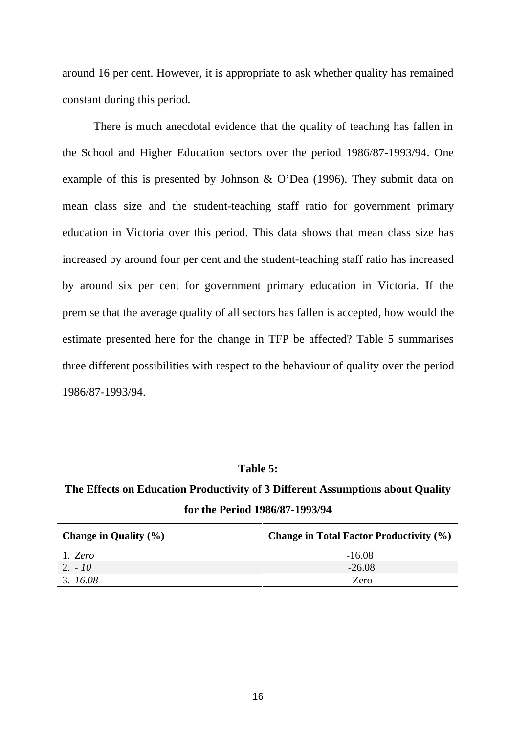around 16 per cent. However, it is appropriate to ask whether quality has remained constant during this period.

There is much anecdotal evidence that the quality of teaching has fallen in the School and Higher Education sectors over the period 1986/87-1993/94. One example of this is presented by Johnson & O'Dea (1996). They submit data on mean class size and the student-teaching staff ratio for government primary education in Victoria over this period. This data shows that mean class size has increased by around four per cent and the student-teaching staff ratio has increased by around six per cent for government primary education in Victoria. If the premise that the average quality of all sectors has fallen is accepted, how would the estimate presented here for the change in TFP be affected? Table 5 summarises three different possibilities with respect to the behaviour of quality over the period 1986/87-1993/94.

**Table 5:**

**The Effects on Education Productivity of 3 Different Assumptions about Quality for the Period 1986/87-1993/94**

| Change in Quality (%) | Change in Total Factor Productivity (%) |
|---|---|
| 1. *Zero* | -16.08 |
| 2. *- 10* | -26.08 |
| 3. *16.08* | Zero |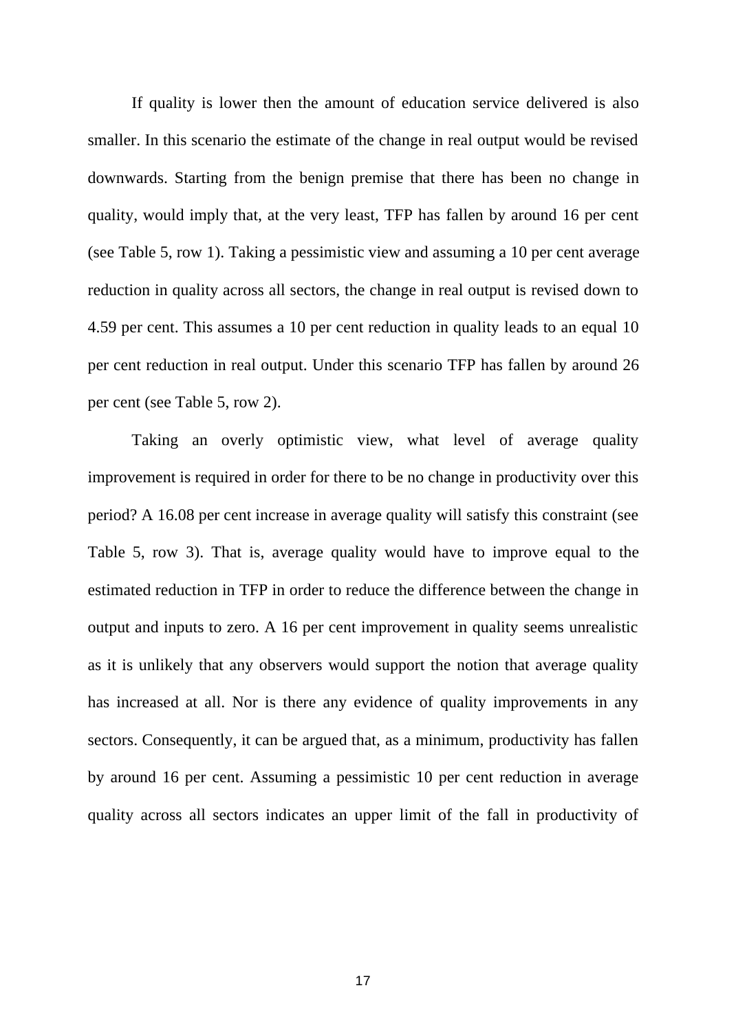If quality is lower then the amount of education service delivered is also smaller. In this scenario the estimate of the change in real output would be revised downwards. Starting from the benign premise that there has been no change in quality, would imply that, at the very least, TFP has fallen by around 16 per cent (see Table 5, row 1). Taking a pessimistic view and assuming a 10 per cent average reduction in quality across all sectors, the change in real output is revised down to 4.59 per cent. This assumes a 10 per cent reduction in quality leads to an equal 10 per cent reduction in real output. Under this scenario TFP has fallen by around 26 per cent (see Table 5, row 2).

Taking an overly optimistic view, what level of average quality improvement is required in order for there to be no change in productivity over this period? A 16.08 per cent increase in average quality will satisfy this constraint (see Table 5, row 3). That is, average quality would have to improve equal to the estimated reduction in TFP in order to reduce the difference between the change in output and inputs to zero. A 16 per cent improvement in quality seems unrealistic as it is unlikely that any observers would support the notion that average quality has increased at all. Nor is there any evidence of quality improvements in any sectors. Consequently, it can be argued that, as a minimum, productivity has fallen by around 16 per cent. Assuming a pessimistic 10 per cent reduction in average quality across all sectors indicates an upper limit of the fall in productivity of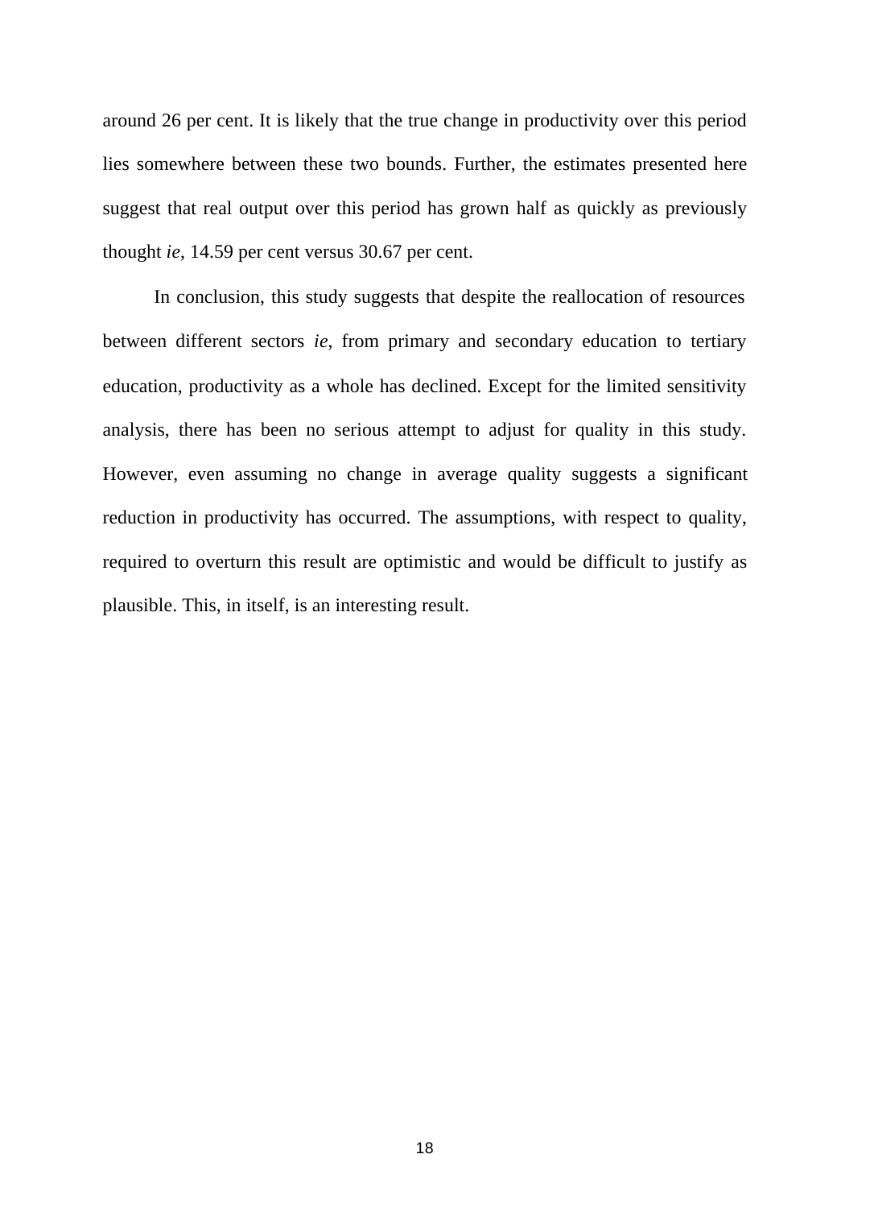around 26 per cent. It is likely that the true change in productivity over this period lies somewhere between these two bounds. Further, the estimates presented here suggest that real output over this period has grown half as quickly as previously thought *ie*, 14.59 per cent versus 30.67 per cent.

In conclusion, this study suggests that despite the reallocation of resources between different sectors *ie*, from primary and secondary education to tertiary education, productivity as a whole has declined. Except for the limited sensitivity analysis, there has been no serious attempt to adjust for quality in this study. However, even assuming no change in average quality suggests a significant reduction in productivity has occurred. The assumptions, with respect to quality, required to overturn this result are optimistic and would be difficult to justify as plausible. This, in itself, is an interesting result.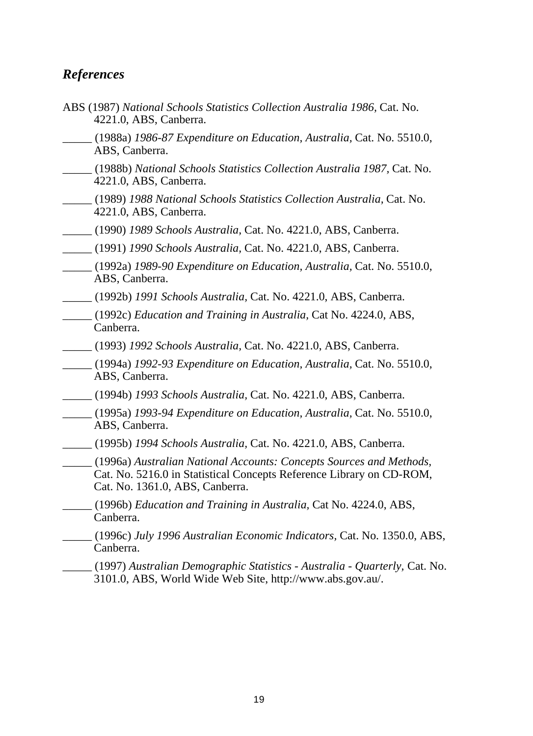## *References*

ABS (1987) *National Schools Statistics Collection Australia 1986*, Cat. No. 4221.0, ABS, Canberra.

_____ (1988a) *1986-87 Expenditure on Education, Australia*, Cat. No. 5510.0, ABS, Canberra.

_____ (1988b) *National Schools Statistics Collection Australia 1987*, Cat. No. 4221.0, ABS, Canberra.

_____ (1989) *1988 National Schools Statistics Collection Australia*, Cat. No. 4221.0, ABS, Canberra.

_____ (1990) *1989 Schools Australia*, Cat. No. 4221.0, ABS, Canberra.

_____ (1991) *1990 Schools Australia*, Cat. No. 4221.0, ABS, Canberra.

_____ (1992a) *1989-90 Expenditure on Education, Australia*, Cat. No. 5510.0, ABS, Canberra.

_____ (1992b) *1991 Schools Australia*, Cat. No. 4221.0, ABS, Canberra.

_____ (1992c) *Education and Training in Australia*, Cat No. 4224.0, ABS, Canberra.

_____ (1993) *1992 Schools Australia*, Cat. No. 4221.0, ABS, Canberra.

_____ (1994a) *1992-93 Expenditure on Education, Australia*, Cat. No. 5510.0, ABS, Canberra.

_____ (1994b) *1993 Schools Australia*, Cat. No. 4221.0, ABS, Canberra.

_____ (1995a) *1993-94 Expenditure on Education, Australia*, Cat. No. 5510.0, ABS, Canberra.

_____ (1995b) *1994 Schools Australia*, Cat. No. 4221.0, ABS, Canberra.

_____ (1996a) *Australian National Accounts: Concepts Sources and Methods*, Cat. No. 5216.0 in Statistical Concepts Reference Library on CD-ROM, Cat. No. 1361.0, ABS, Canberra.

_____ (1996b) *Education and Training in Australia*, Cat No. 4224.0, ABS, Canberra.

_____ (1996c) *July 1996 Australian Economic Indicators*, Cat. No. 1350.0, ABS, Canberra.

_____ (1997) *Australian Demographic Statistics - Australia - Quarterly*, Cat. No. 3101.0, ABS, World Wide Web Site, http://www.abs.gov.au/.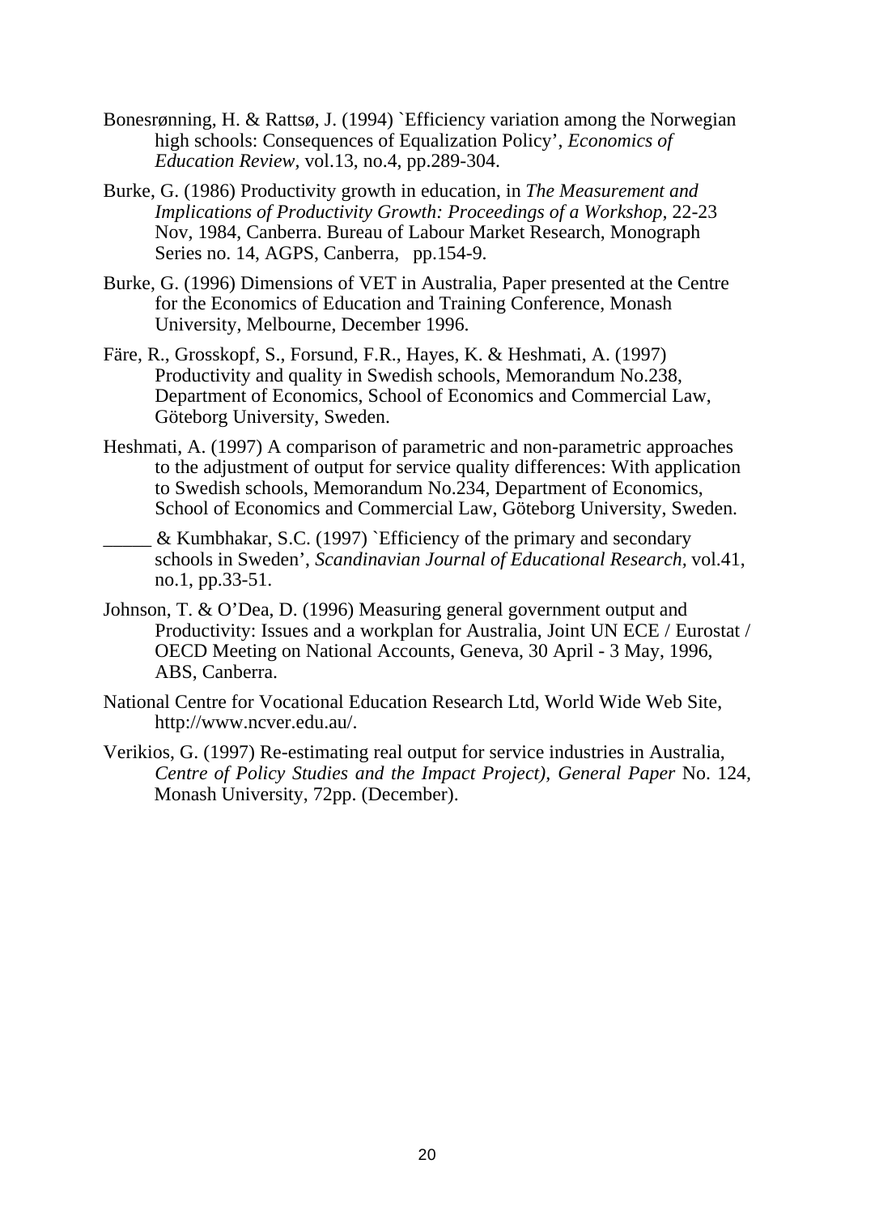Bonesrønning, H. & Rattsø, J. (1994) `Efficiency variation among the Norwegian high schools: Consequences of Equalization Policy', *Economics of Education Review*, vol.13, no.4, pp.289-304.

Burke, G. (1986) Productivity growth in education, in *The Measurement and Implications of Productivity Growth: Proceedings of a Workshop*, 22-23 Nov, 1984, Canberra. Bureau of Labour Market Research, Monograph Series no. 14, AGPS, Canberra, pp.154-9.

Burke, G. (1996) Dimensions of VET in Australia, Paper presented at the Centre for the Economics of Education and Training Conference, Monash University, Melbourne, December 1996.

Färe, R., Grosskopf, S., Forsund, F.R., Hayes, K. & Heshmati, A. (1997) Productivity and quality in Swedish schools, Memorandum No.238, Department of Economics, School of Economics and Commercial Law, Göteborg University, Sweden.

Heshmati, A. (1997) A comparison of parametric and non-parametric approaches to the adjustment of output for service quality differences: With application to Swedish schools, Memorandum No.234, Department of Economics, School of Economics and Commercial Law, Göteborg University, Sweden.

_____ & Kumbhakar, S.C. (1997) `Efficiency of the primary and secondary schools in Sweden', *Scandinavian Journal of Educational Research*, vol.41, no.1, pp.33-51.

Johnson, T. & O'Dea, D. (1996) Measuring general government output and Productivity: Issues and a workplan for Australia, Joint UN ECE / Eurostat / OECD Meeting on National Accounts, Geneva, 30 April - 3 May, 1996, ABS, Canberra.

National Centre for Vocational Education Research Ltd, World Wide Web Site, http://www.ncver.edu.au/.

Verikios, G. (1997) Re-estimating real output for service industries in Australia, *Centre of Policy Studies and the Impact Project), General Paper* No. 124, Monash University, 72pp. (December).